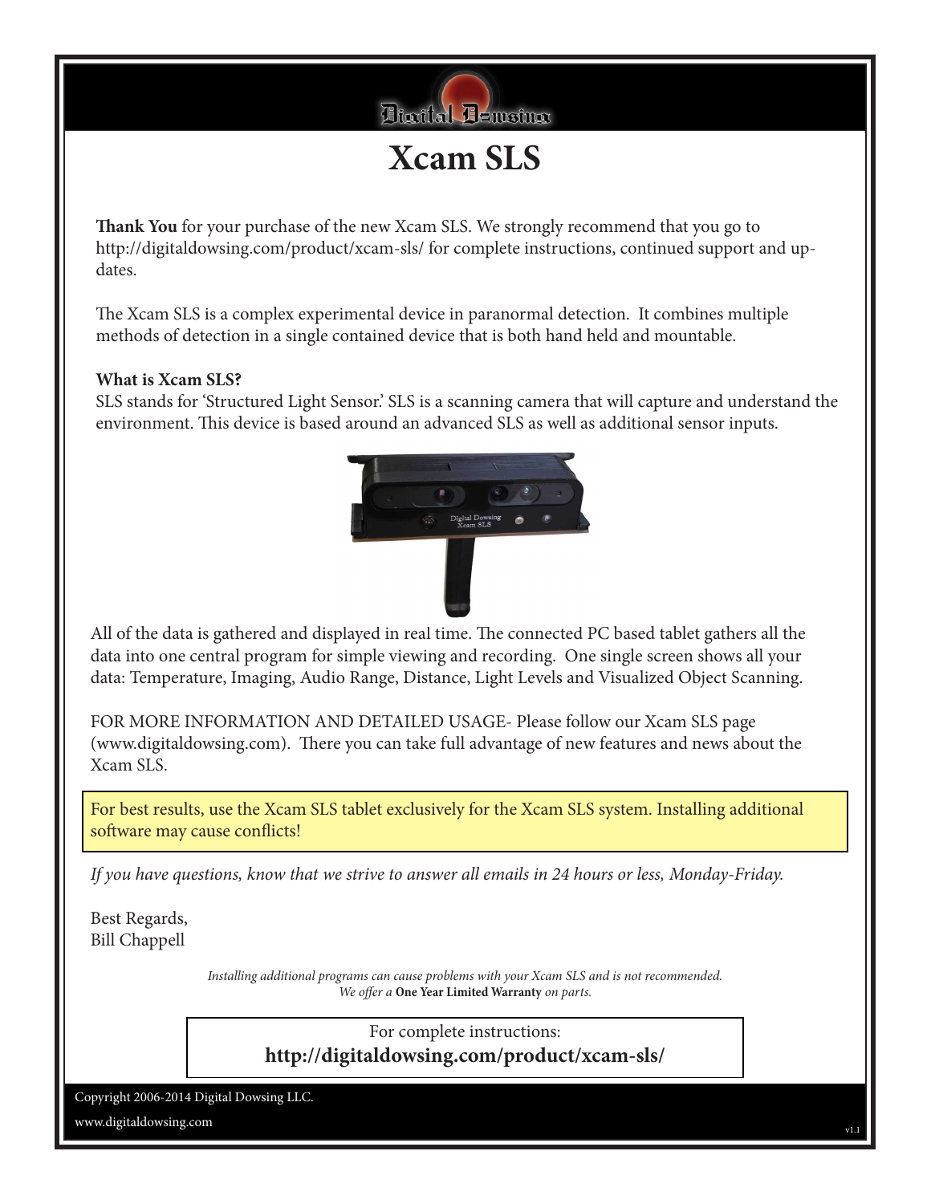Digital Dowsing

# Xcam SLS

**Thank You** for your purchase of the new Xcam SLS. We strongly recommend that you go to http://digitaldowsing.com/product/xcam-sls/ for complete instructions, continued support and updates.

The Xcam SLS is a complex experimental device in paranormal detection. It combines multiple methods of detection in a single contained device that is both hand held and mountable.

**What is Xcam SLS?**
SLS stands for 'Structured Light Sensor.' SLS is a scanning camera that will capture and understand the environment. This device is based around an advanced SLS as well as additional sensor inputs.

All of the data is gathered and displayed in real time. The connected PC based tablet gathers all the data into one central program for simple viewing and recording. One single screen shows all your data: Temperature, Imaging, Audio Range, Distance, Light Levels and Visualized Object Scanning.

FOR MORE INFORMATION AND DETAILED USAGE- Please follow our Xcam SLS page (www.digitaldowsing.com). There you can take full advantage of new features and news about the Xcam SLS.

For best results, use the Xcam SLS tablet exclusively for the Xcam SLS system. Installing additional software may cause conflicts!

*If you have questions, know that we strive to answer all emails in 24 hours or less, Monday-Friday.*

Best Regards,
Bill Chappell

*Installing additional programs can cause problems with your Xcam SLS and is not recommended.*
*We offer a* **One Year Limited Warranty** *on parts.*

For complete instructions:
**http://digitaldowsing.com/product/xcam-sls/**

Copyright 2006-2014 Digital Dowsing LLC.
www.digitaldowsing.com

v1.1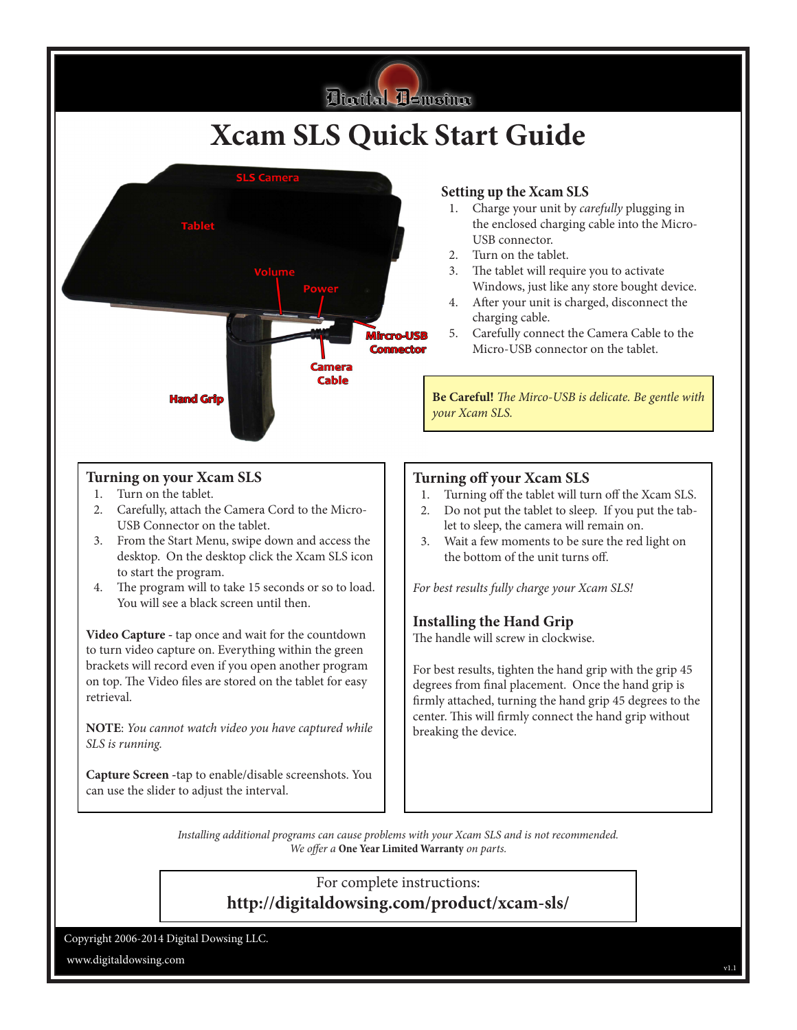Digital Dowsing

# Xcam SLS Quick Start Guide

SLS Camera

Tablet

Volume

Power

Mircro-USB Connector

Camera Cable

Hand Grip

## Setting up the Xcam SLS

1. Charge your unit by *carefully* plugging in the enclosed charging cable into the Micro-USB connector.
2. Turn on the tablet.
3. The tablet will require you to activate Windows, just like any store bought device.
4. After your unit is charged, disconnect the charging cable.
5. Carefully connect the Camera Cable to the Micro-USB connector on the tablet.

**Be Careful!** *The Mirco-USB is delicate. Be gentle with your Xcam SLS.*

## Turning on your Xcam SLS

1. Turn on the tablet.
2. Carefully, attach the Camera Cord to the Micro-USB Connector on the tablet.
3. From the Start Menu, swipe down and access the desktop. On the desktop click the Xcam SLS icon to start the program.
4. The program will to take 15 seconds or so to load. You will see a black screen until then.

**Video Capture** - tap once and wait for the countdown to turn video capture on. Everything within the green brackets will record even if you open another program on top. The Video files are stored on the tablet for easy retrieval.

**NOTE**: *You cannot watch video you have captured while SLS is running.*

**Capture Screen** -tap to enable/disable screenshots. You can use the slider to adjust the interval.

## Turning off your Xcam SLS

1. Turning off the tablet will turn off the Xcam SLS.
2. Do not put the tablet to sleep. If you put the tablet to sleep, the camera will remain on.
3. Wait a few moments to be sure the red light on the bottom of the unit turns off.

*For best results fully charge your Xcam SLS!*

## Installing the Hand Grip

The handle will screw in clockwise.

For best results, tighten the hand grip with the grip 45 degrees from final placement. Once the hand grip is firmly attached, turning the hand grip 45 degrees to the center. This will firmly connect the hand grip without breaking the device.

*Installing additional programs can cause problems with your Xcam SLS and is not recommended.*
*We offer a* **One Year Limited Warranty** *on parts.*

For complete instructions:
**http://digitaldowsing.com/product/xcam-sls/**

Copyright 2006-2014 Digital Dowsing LLC.
www.digitaldowsing.com

v1.1